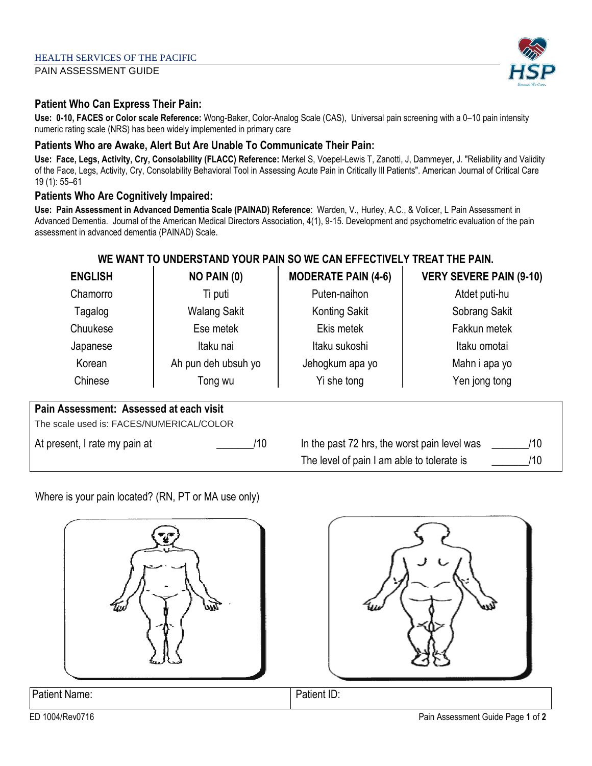HEALTH SERVICES OF THE PACIFIC

PAIN ASSESSMENT GUIDE

### Patient Who Can Express Their Pain:

**Use: 0-10, FACES or Color scale Reference:** Wong-Baker, Color-Analog Scale (CAS), Universal pain screening with a 0–10 pain intensity numeric rating scale (NRS) has been widely implemented in primary care

### Patients Who are Awake, Alert But Are Unable To Communicate Their Pain:

**Use: Face, Legs, Activity, Cry, Consolability (FLACC) Reference:** Merkel S, Voepel-Lewis T, Zanotti, J, Dammeyer, J. "Reliability and Validity of the Face, Legs, Activity, Cry, Consolability Behavioral Tool in Assessing Acute Pain in Critically Ill Patients". American Journal of Critical Care 19 (1): 55–61

### Patients Who Are Cognitively Impaired:

**Use: Pain Assessment in Advanced Dementia Scale (PAINAD) Reference**: Warden, V., Hurley, A.C., & Volicer, L Pain Assessment in Advanced Dementia. Journal of the American Medical Directors Association, 4(1), 9-15. Development and psychometric evaluation of the pain assessment in advanced dementia (PAINAD) Scale.

### WE WANT TO UNDERSTAND YOUR PAIN SO WE CAN EFFECTIVELY TREAT THE PAIN.

| ENGLISH | NO PAIN (0) | MODERATE PAIN (4-6) | VERY SEVERE PAIN (9-10) |
|---|---|---|---|
| Chamorro | Ti puti | Puten-naihon | Atdet puti-hu |
| Tagalog | Walang Sakit | Konting Sakit | Sobrang Sakit |
| Chuukese | Ese metek | Ekis metek | Fakkun metek |
| Japanese | Itaku nai | Itaku sukoshi | Itaku omotai |
| Korean | Ah pun deh ubsuh yo | Jehogkum apa yo | Mahn i apa yo |
| Chinese | Tong wu | Yi she tong | Yen jong tong |

**Pain Assessment: Assessed at each visit**

The scale used is: FACES/NUMERICAL/COLOR

| | |
|---|---|
| At present, I rate my pain at _______/10 | In the past 72 hrs, the worst pain level was _______/10 |
| | The level of pain I am able to tolerate is _______/10 |

Where is your pain located? (RN, PT or MA use only)

| Patient Name: | Patient ID: |
|---|---|

ED 1004/Rev0716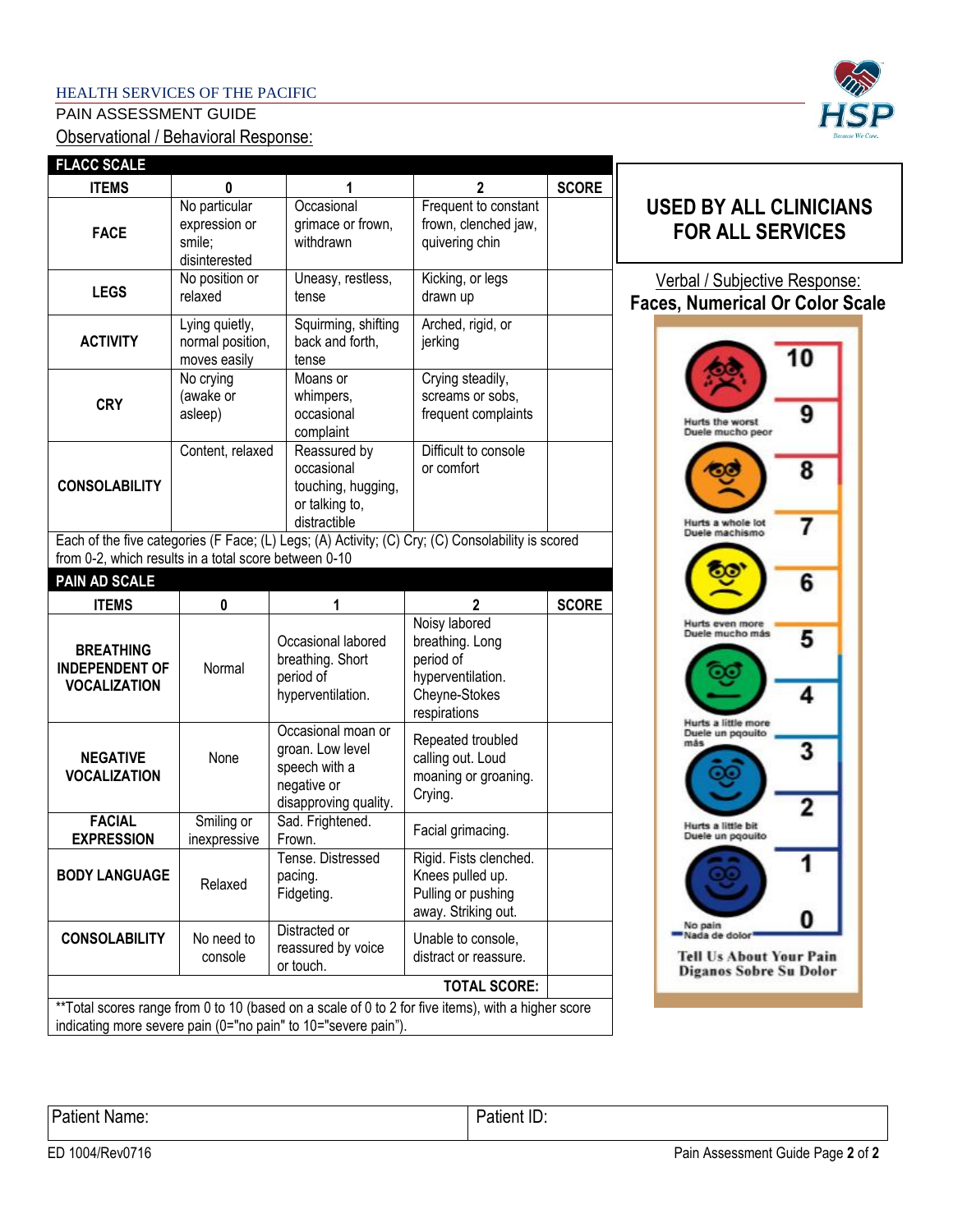HEALTH SERVICES OF THE PACIFIC

PAIN ASSESSMENT GUIDE

Observational / Behavioral Response:

**FLACC SCALE**

| ITEMS | 0 | 1 | 2 | SCORE |
|---|---|---|---|---|
| **FACE** | No particular expression or smile; disinterested | Occasional grimace or frown, withdrawn | Frequent to constant frown, clenched jaw, quivering chin | |
| **LEGS** | No position or relaxed | Uneasy, restless, tense | Kicking, or legs drawn up | |
| **ACTIVITY** | Lying quietly, normal position, moves easily | Squirming, shifting back and forth, tense | Arched, rigid, or jerking | |
| **CRY** | No crying (awake or asleep) | Moans or whimpers, occasional complaint | Crying steadily, screams or sobs, frequent complaints | |
| **CONSOLABILITY** | Content, relaxed | Reassured by occasional touching, hugging, or talking to, distractible | Difficult to console or comfort | |

Each of the five categories (F Face; (L) Legs; (A) Activity; (C) Cry; (C) Consolability is scored from 0-2, which results in a total score between 0-10

**PAIN AD SCALE**

| ITEMS | 0 | 1 | 2 | SCORE |
|---|---|---|---|---|
| **BREATHING INDEPENDENT OF VOCALIZATION** | Normal | Occasional labored breathing. Short period of hyperventilation. | Noisy labored breathing. Long period of hyperventilation. Cheyne-Stokes respirations | |
| **NEGATIVE VOCALIZATION** | None | Occasional moan or groan. Low level speech with a negative or disapproving quality. | Repeated troubled calling out. Loud moaning or groaning. Crying. | |
| **FACIAL EXPRESSION** | Smiling or inexpressive | Sad. Frightened. Frown. | Facial grimacing. | |
| **BODY LANGUAGE** | Relaxed | Tense. Distressed pacing. Fidgeting. | Rigid. Fists clenched. Knees pulled up. Pulling or pushing away. Striking out. | |
| **CONSOLABILITY** | No need to console | Distracted or reassured by voice or touch. | Unable to console, distract or reassure. | |
| | | | **TOTAL SCORE:** | |

**Total scores range from 0 to 10 (based on a scale of 0 to 2 for five items), with a higher score indicating more severe pain (0="no pain" to 10="severe pain").

**USED BY ALL CLINICIANS FOR ALL SERVICES**

Verbal / Subjective Response:

**Faces, Numerical Or Color Scale**

10
Hurts the worst
Duele mucho peor
9
8
Hurts a whole lot
Duele machismo
7
6
Hurts even more
Duele mucho más
5
4
Hurts a little more
Duele un pqouito más
3
2
Hurts a little bit
Duele un pqouito
1
0
No pain
Nada de dolor

Tell Us About Your Pain
Diganos Sobre Su Dolor

| Patient Name: | Patient ID: |
|---|---|

ED 1004/Rev0716